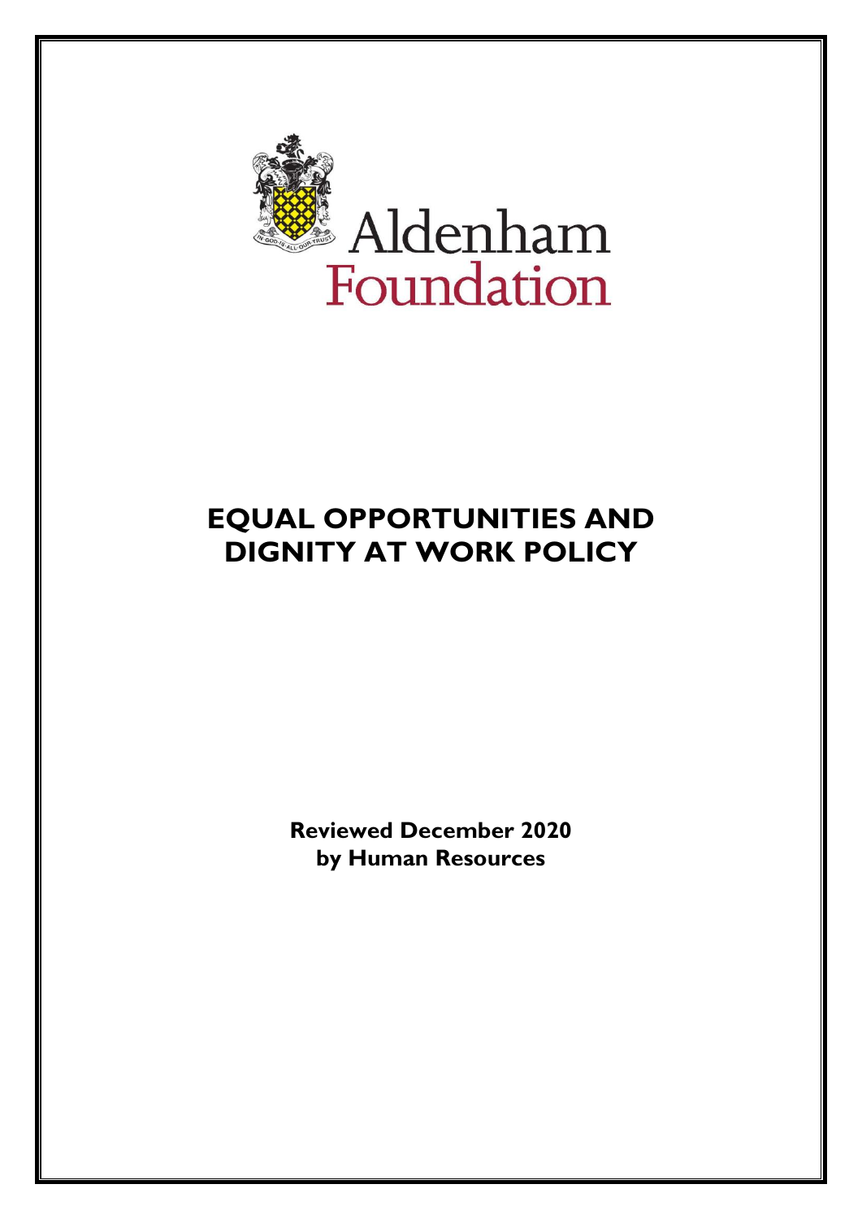Aldenham Foundation

# EQUAL OPPORTUNITIES AND DIGNITY AT WORK POLICY

**Reviewed December 2020**
**by Human Resources**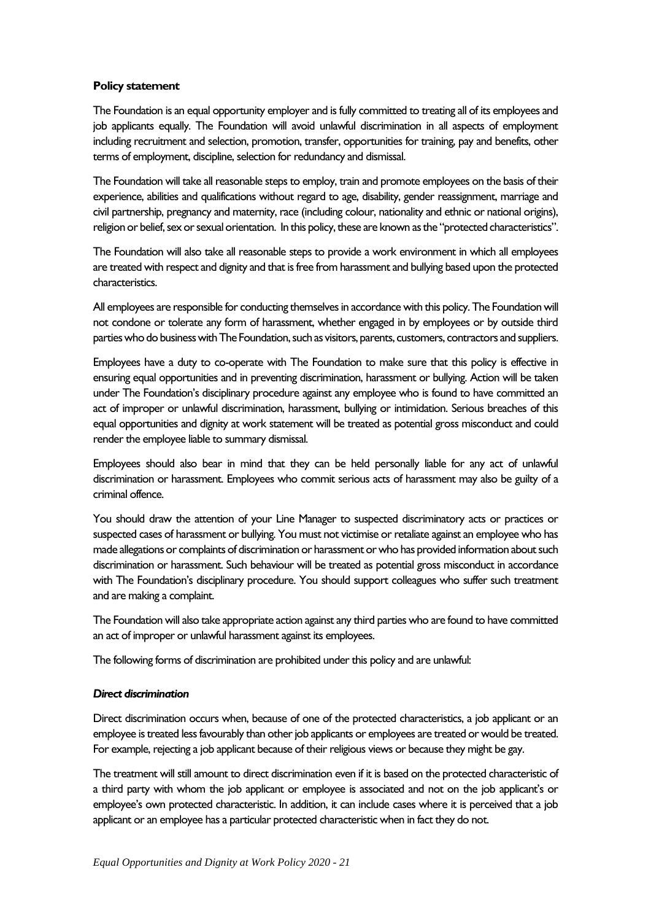**Policy statement**

The Foundation is an equal opportunity employer and is fully committed to treating all of its employees and job applicants equally. The Foundation will avoid unlawful discrimination in all aspects of employment including recruitment and selection, promotion, transfer, opportunities for training, pay and benefits, other terms of employment, discipline, selection for redundancy and dismissal.

The Foundation will take all reasonable steps to employ, train and promote employees on the basis of their experience, abilities and qualifications without regard to age, disability, gender reassignment, marriage and civil partnership, pregnancy and maternity, race (including colour, nationality and ethnic or national origins), religion or belief, sex or sexual orientation. In this policy, these are known as the "protected characteristics".

The Foundation will also take all reasonable steps to provide a work environment in which all employees are treated with respect and dignity and that is free from harassment and bullying based upon the protected characteristics.

All employees are responsible for conducting themselves in accordance with this policy. The Foundation will not condone or tolerate any form of harassment, whether engaged in by employees or by outside third parties who do business with The Foundation, such as visitors, parents, customers, contractors and suppliers.

Employees have a duty to co-operate with The Foundation to make sure that this policy is effective in ensuring equal opportunities and in preventing discrimination, harassment or bullying. Action will be taken under The Foundation's disciplinary procedure against any employee who is found to have committed an act of improper or unlawful discrimination, harassment, bullying or intimidation. Serious breaches of this equal opportunities and dignity at work statement will be treated as potential gross misconduct and could render the employee liable to summary dismissal.

Employees should also bear in mind that they can be held personally liable for any act of unlawful discrimination or harassment. Employees who commit serious acts of harassment may also be guilty of a criminal offence.

You should draw the attention of your Line Manager to suspected discriminatory acts or practices or suspected cases of harassment or bullying. You must not victimise or retaliate against an employee who has made allegations or complaints of discrimination or harassment or who has provided information about such discrimination or harassment. Such behaviour will be treated as potential gross misconduct in accordance with The Foundation's disciplinary procedure. You should support colleagues who suffer such treatment and are making a complaint.

The Foundation will also take appropriate action against any third parties who are found to have committed an act of improper or unlawful harassment against its employees.

The following forms of discrimination are prohibited under this policy and are unlawful:

***Direct discrimination***

Direct discrimination occurs when, because of one of the protected characteristics, a job applicant or an employee is treated less favourably than other job applicants or employees are treated or would be treated. For example, rejecting a job applicant because of their religious views or because they might be gay.

The treatment will still amount to direct discrimination even if it is based on the protected characteristic of a third party with whom the job applicant or employee is associated and not on the job applicant's or employee's own protected characteristic. In addition, it can include cases where it is perceived that a job applicant or an employee has a particular protected characteristic when in fact they do not.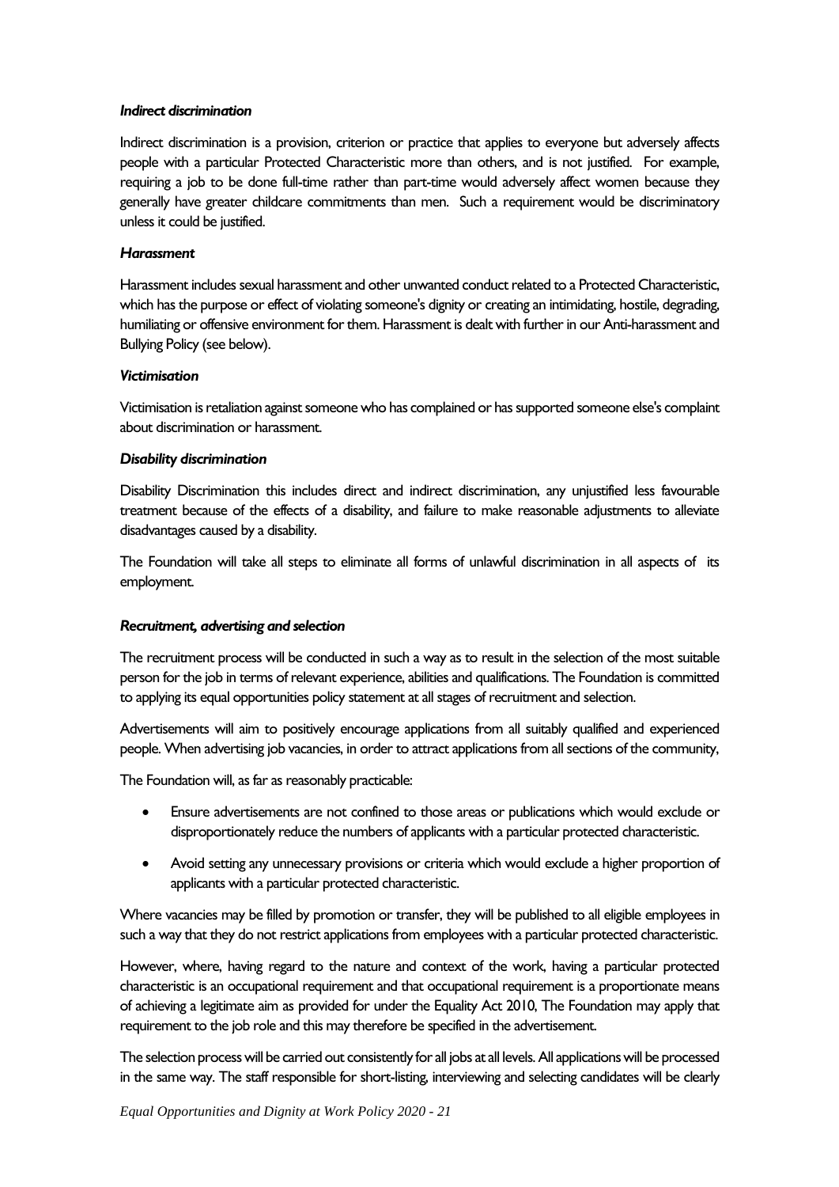***Indirect discrimination***

Indirect discrimination is a provision, criterion or practice that applies to everyone but adversely affects people with a particular Protected Characteristic more than others, and is not justified. For example, requiring a job to be done full-time rather than part-time would adversely affect women because they generally have greater childcare commitments than men. Such a requirement would be discriminatory unless it could be justified.

***Harassment***

Harassment includes sexual harassment and other unwanted conduct related to a Protected Characteristic, which has the purpose or effect of violating someone's dignity or creating an intimidating, hostile, degrading, humiliating or offensive environment for them. Harassment is dealt with further in our Anti-harassment and Bullying Policy (see below).

***Victimisation***

Victimisation is retaliation against someone who has complained or has supported someone else's complaint about discrimination or harassment.

***Disability discrimination***

Disability Discrimination this includes direct and indirect discrimination, any unjustified less favourable treatment because of the effects of a disability, and failure to make reasonable adjustments to alleviate disadvantages caused by a disability.

The Foundation will take all steps to eliminate all forms of unlawful discrimination in all aspects of its employment.

***Recruitment, advertising and selection***

The recruitment process will be conducted in such a way as to result in the selection of the most suitable person for the job in terms of relevant experience, abilities and qualifications. The Foundation is committed to applying its equal opportunities policy statement at all stages of recruitment and selection.

Advertisements will aim to positively encourage applications from all suitably qualified and experienced people. When advertising job vacancies, in order to attract applications from all sections of the community,

The Foundation will, as far as reasonably practicable:

- Ensure advertisements are not confined to those areas or publications which would exclude or disproportionately reduce the numbers of applicants with a particular protected characteristic.
- Avoid setting any unnecessary provisions or criteria which would exclude a higher proportion of applicants with a particular protected characteristic.

Where vacancies may be filled by promotion or transfer, they will be published to all eligible employees in such a way that they do not restrict applications from employees with a particular protected characteristic.

However, where, having regard to the nature and context of the work, having a particular protected characteristic is an occupational requirement and that occupational requirement is a proportionate means of achieving a legitimate aim as provided for under the Equality Act 2010, The Foundation may apply that requirement to the job role and this may therefore be specified in the advertisement.

The selection process will be carried out consistently for all jobs at all levels. All applications will be processed in the same way. The staff responsible for short-listing, interviewing and selecting candidates will be clearly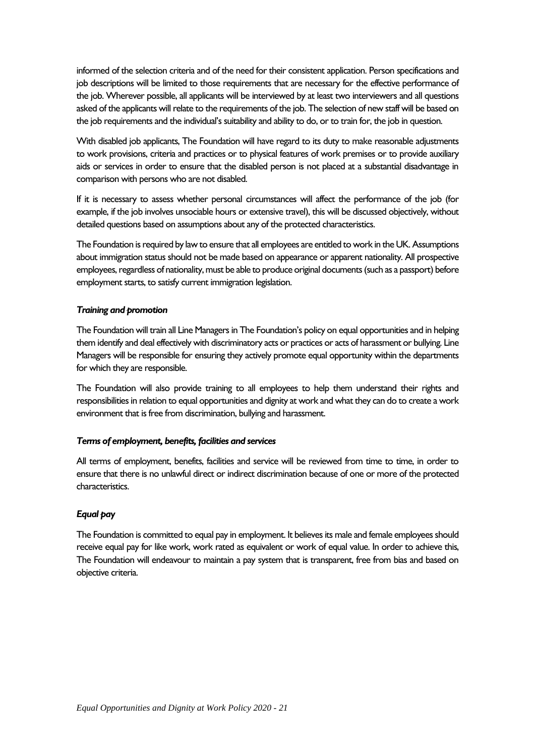informed of the selection criteria and of the need for their consistent application. Person specifications and job descriptions will be limited to those requirements that are necessary for the effective performance of the job. Wherever possible, all applicants will be interviewed by at least two interviewers and all questions asked of the applicants will relate to the requirements of the job. The selection of new staff will be based on the job requirements and the individual's suitability and ability to do, or to train for, the job in question.

With disabled job applicants, The Foundation will have regard to its duty to make reasonable adjustments to work provisions, criteria and practices or to physical features of work premises or to provide auxiliary aids or services in order to ensure that the disabled person is not placed at a substantial disadvantage in comparison with persons who are not disabled.

If it is necessary to assess whether personal circumstances will affect the performance of the job (for example, if the job involves unsociable hours or extensive travel), this will be discussed objectively, without detailed questions based on assumptions about any of the protected characteristics.

The Foundation is required by law to ensure that all employees are entitled to work in the UK. Assumptions about immigration status should not be made based on appearance or apparent nationality. All prospective employees, regardless of nationality, must be able to produce original documents (such as a passport) before employment starts, to satisfy current immigration legislation.

***Training and promotion***

The Foundation will train all Line Managers in The Foundation's policy on equal opportunities and in helping them identify and deal effectively with discriminatory acts or practices or acts of harassment or bullying. Line Managers will be responsible for ensuring they actively promote equal opportunity within the departments for which they are responsible.

The Foundation will also provide training to all employees to help them understand their rights and responsibilities in relation to equal opportunities and dignity at work and what they can do to create a work environment that is free from discrimination, bullying and harassment.

***Terms of employment, benefits, facilities and services***

All terms of employment, benefits, facilities and service will be reviewed from time to time, in order to ensure that there is no unlawful direct or indirect discrimination because of one or more of the protected characteristics.

***Equal pay***

The Foundation is committed to equal pay in employment. It believes its male and female employees should receive equal pay for like work, work rated as equivalent or work of equal value. In order to achieve this, The Foundation will endeavour to maintain a pay system that is transparent, free from bias and based on objective criteria.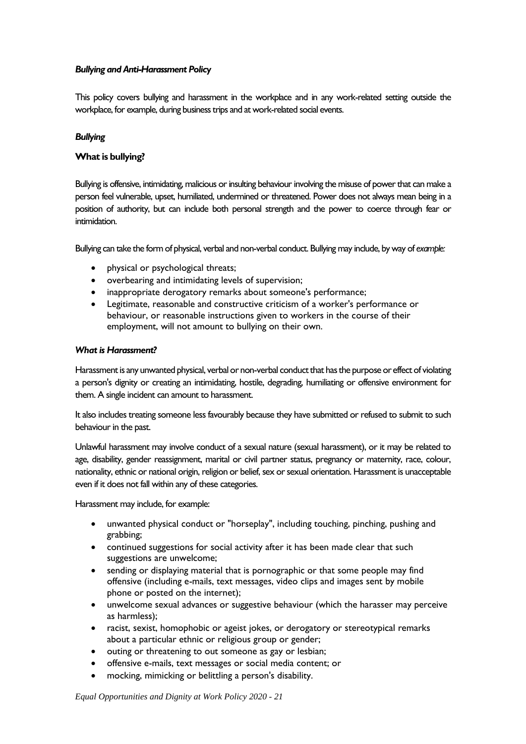***Bullying and Anti-Harassment Policy***

This policy covers bullying and harassment in the workplace and in any work-related setting outside the workplace, for example, during business trips and at work-related social events.

***Bullying***

**What is bullying?**

Bullying is offensive, intimidating, malicious or insulting behaviour involving the misuse of power that can make a person feel vulnerable, upset, humiliated, undermined or threatened. Power does not always mean being in a position of authority, but can include both personal strength and the power to coerce through fear or intimidation.

Bullying can take the form of physical, verbal and non-verbal conduct. Bullying may include, by way of *example:*

- physical or psychological threats;
- overbearing and intimidating levels of supervision;
- inappropriate derogatory remarks about someone's performance;
- Legitimate, reasonable and constructive criticism of a worker's performance or behaviour, or reasonable instructions given to workers in the course of their employment, will not amount to bullying on their own.

***What is Harassment?***

Harassment is any unwanted physical, verbal or non-verbal conduct that has the purpose or effect of violating a person's dignity or creating an intimidating, hostile, degrading, humiliating or offensive environment for them. A single incident can amount to harassment.

It also includes treating someone less favourably because they have submitted or refused to submit to such behaviour in the past.

Unlawful harassment may involve conduct of a sexual nature (sexual harassment), or it may be related to age, disability, gender reassignment, marital or civil partner status, pregnancy or maternity, race, colour, nationality, ethnic or national origin, religion or belief, sex or sexual orientation. Harassment is unacceptable even if it does not fall within any of these categories.

Harassment may include, for example:

- unwanted physical conduct or "horseplay", including touching, pinching, pushing and grabbing;
- continued suggestions for social activity after it has been made clear that such suggestions are unwelcome;
- sending or displaying material that is pornographic or that some people may find offensive (including e-mails, text messages, video clips and images sent by mobile phone or posted on the internet);
- unwelcome sexual advances or suggestive behaviour (which the harasser may perceive as harmless);
- racist, sexist, homophobic or ageist jokes, or derogatory or stereotypical remarks about a particular ethnic or religious group or gender;
- outing or threatening to out someone as gay or lesbian;
- offensive e-mails, text messages or social media content; or
- mocking, mimicking or belittling a person's disability.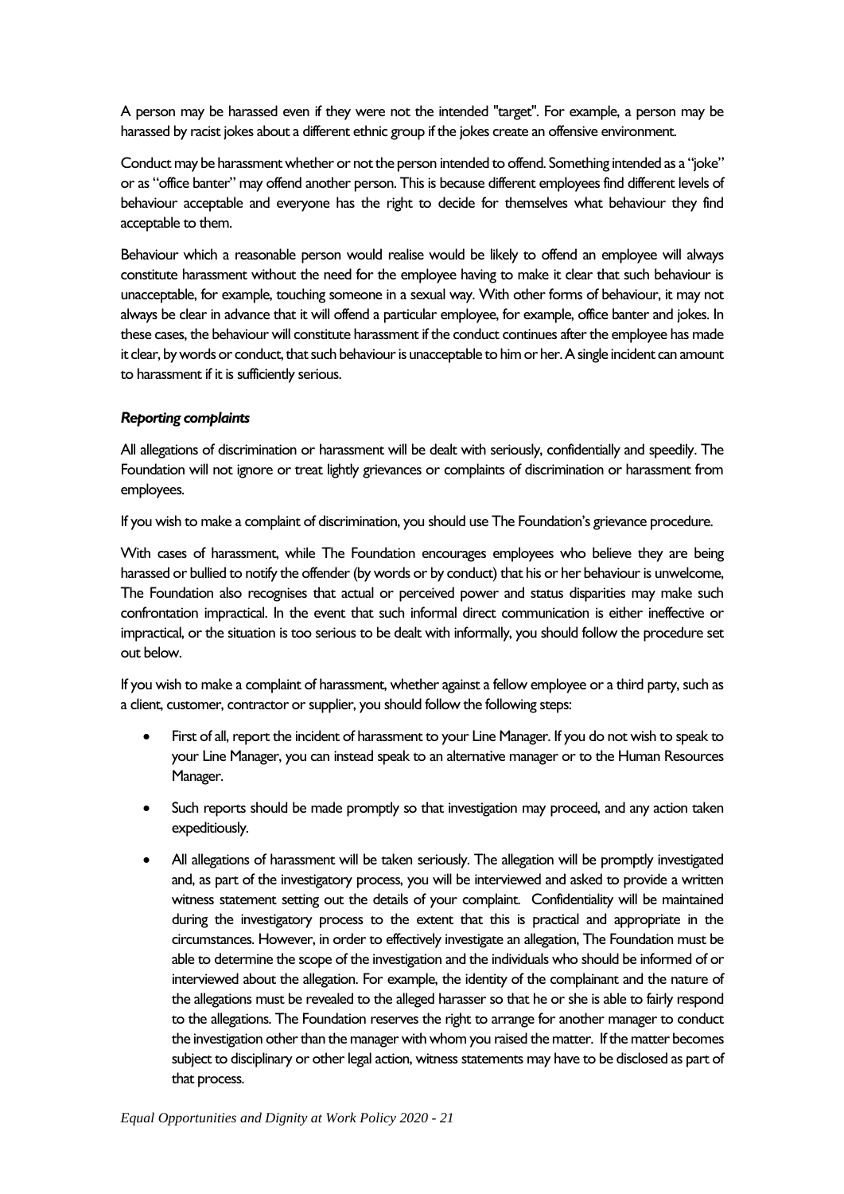A person may be harassed even if they were not the intended "target". For example, a person may be harassed by racist jokes about a different ethnic group if the jokes create an offensive environment.

Conduct may be harassment whether or not the person intended to offend. Something intended as a "joke" or as "office banter" may offend another person. This is because different employees find different levels of behaviour acceptable and everyone has the right to decide for themselves what behaviour they find acceptable to them.

Behaviour which a reasonable person would realise would be likely to offend an employee will always constitute harassment without the need for the employee having to make it clear that such behaviour is unacceptable, for example, touching someone in a sexual way. With other forms of behaviour, it may not always be clear in advance that it will offend a particular employee, for example, office banter and jokes. In these cases, the behaviour will constitute harassment if the conduct continues after the employee has made it clear, by words or conduct, that such behaviour is unacceptable to him or her. A single incident can amount to harassment if it is sufficiently serious.

***Reporting complaints***

All allegations of discrimination or harassment will be dealt with seriously, confidentially and speedily. The Foundation will not ignore or treat lightly grievances or complaints of discrimination or harassment from employees.

If you wish to make a complaint of discrimination, you should use The Foundation's grievance procedure.

With cases of harassment, while The Foundation encourages employees who believe they are being harassed or bullied to notify the offender (by words or by conduct) that his or her behaviour is unwelcome, The Foundation also recognises that actual or perceived power and status disparities may make such confrontation impractical. In the event that such informal direct communication is either ineffective or impractical, or the situation is too serious to be dealt with informally, you should follow the procedure set out below.

If you wish to make a complaint of harassment, whether against a fellow employee or a third party, such as a client, customer, contractor or supplier, you should follow the following steps:

- First of all, report the incident of harassment to your Line Manager. If you do not wish to speak to your Line Manager, you can instead speak to an alternative manager or to the Human Resources Manager.
- Such reports should be made promptly so that investigation may proceed, and any action taken expeditiously.
- All allegations of harassment will be taken seriously. The allegation will be promptly investigated and, as part of the investigatory process, you will be interviewed and asked to provide a written witness statement setting out the details of your complaint. Confidentiality will be maintained during the investigatory process to the extent that this is practical and appropriate in the circumstances. However, in order to effectively investigate an allegation, The Foundation must be able to determine the scope of the investigation and the individuals who should be informed of or interviewed about the allegation. For example, the identity of the complainant and the nature of the allegations must be revealed to the alleged harasser so that he or she is able to fairly respond to the allegations. The Foundation reserves the right to arrange for another manager to conduct the investigation other than the manager with whom you raised the matter. If the matter becomes subject to disciplinary or other legal action, witness statements may have to be disclosed as part of that process.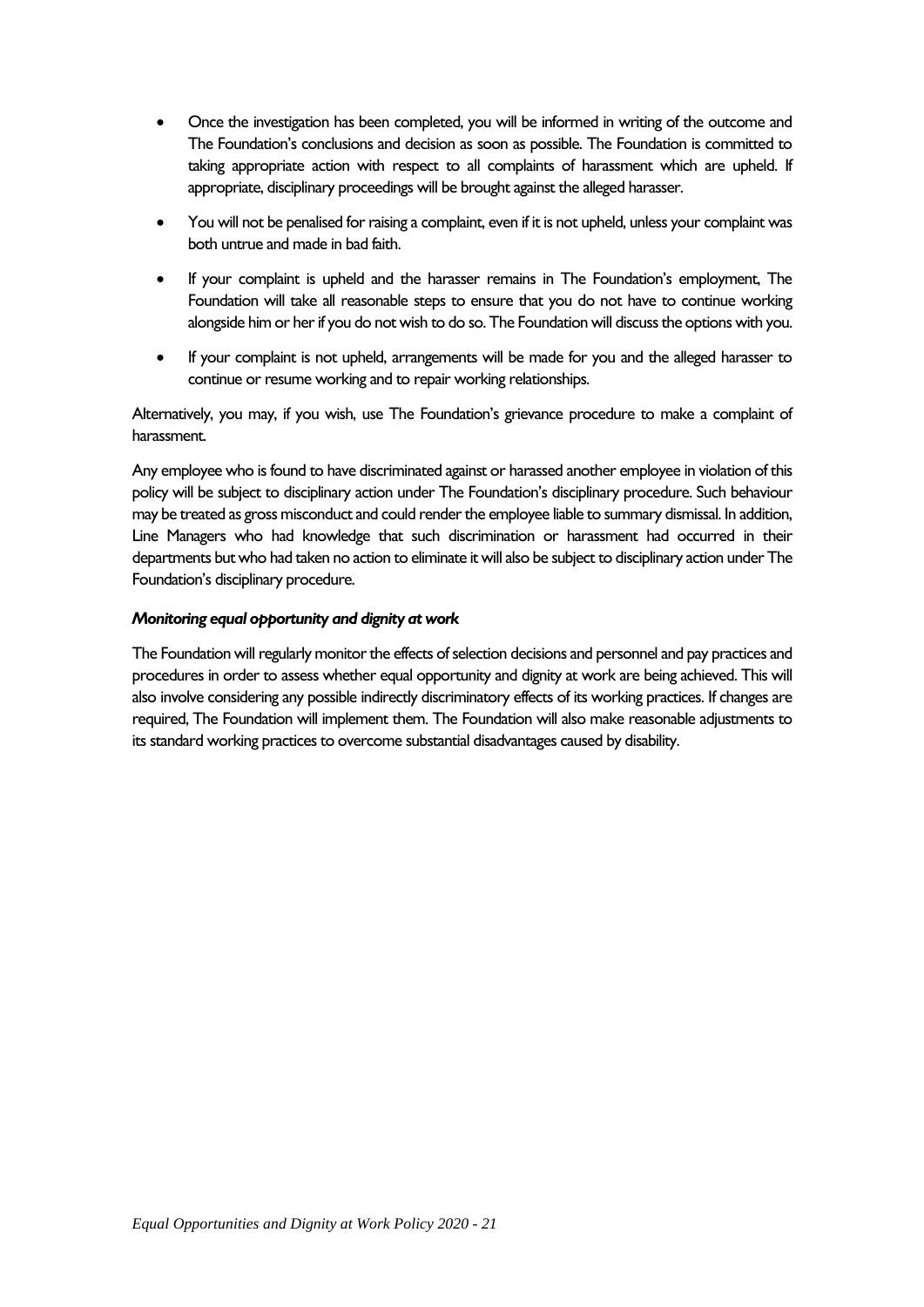- Once the investigation has been completed, you will be informed in writing of the outcome and The Foundation's conclusions and decision as soon as possible. The Foundation is committed to taking appropriate action with respect to all complaints of harassment which are upheld. If appropriate, disciplinary proceedings will be brought against the alleged harasser.
- You will not be penalised for raising a complaint, even if it is not upheld, unless your complaint was both untrue and made in bad faith.
- If your complaint is upheld and the harasser remains in The Foundation's employment, The Foundation will take all reasonable steps to ensure that you do not have to continue working alongside him or her if you do not wish to do so. The Foundation will discuss the options with you.
- If your complaint is not upheld, arrangements will be made for you and the alleged harasser to continue or resume working and to repair working relationships.

Alternatively, you may, if you wish, use The Foundation's grievance procedure to make a complaint of harassment.

Any employee who is found to have discriminated against or harassed another employee in violation of this policy will be subject to disciplinary action under The Foundation's disciplinary procedure. Such behaviour may be treated as gross misconduct and could render the employee liable to summary dismissal. In addition, Line Managers who had knowledge that such discrimination or harassment had occurred in their departments but who had taken no action to eliminate it will also be subject to disciplinary action under The Foundation's disciplinary procedure.

***Monitoring equal opportunity and dignity at work***

The Foundation will regularly monitor the effects of selection decisions and personnel and pay practices and procedures in order to assess whether equal opportunity and dignity at work are being achieved. This will also involve considering any possible indirectly discriminatory effects of its working practices. If changes are required, The Foundation will implement them. The Foundation will also make reasonable adjustments to its standard working practices to overcome substantial disadvantages caused by disability.